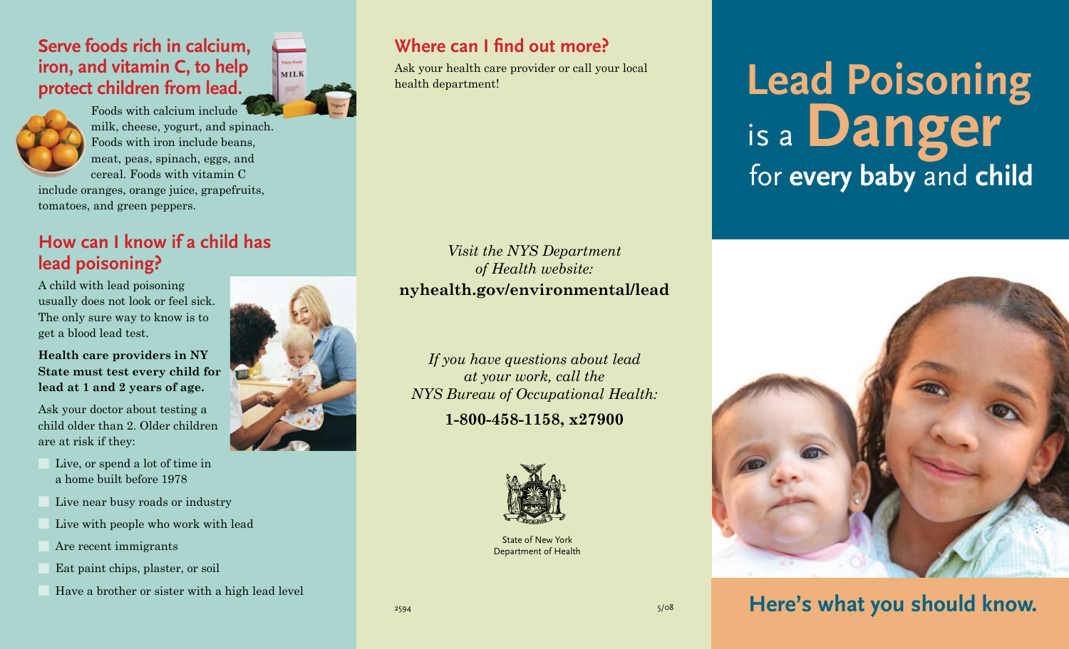## Serve foods rich in calcium, iron, and vitamin C, to help protect children from lead.

Foods with calcium include milk, cheese, yogurt, and spinach. Foods with iron include beans, meat, peas, spinach, eggs, and cereal. Foods with vitamin C include oranges, orange juice, grapefruits, tomatoes, and green peppers.

## How can I know if a child has lead poisoning?

A child with lead poisoning usually does not look or feel sick. The only sure way to know is to get a blood lead test.

**Health care providers in NY State must test every child for lead at 1 and 2 years of age.**

Ask your doctor about testing a child older than 2. Older children are at risk if they:

- Live, or spend a lot of time in a home built before 1978
- Live near busy roads or industry
- Live with people who work with lead
- Are recent immigrants
- Eat paint chips, plaster, or soil
- Have a brother or sister with a high lead level

## Where can I find out more?

Ask your health care provider or call your local health department!

*Visit the NYS Department of Health website:*

**nyhealth.gov/environmental/lead**

*If you have questions about lead at your work, call the NYS Bureau of Occupational Health:*

**1-800-458-1158, x27900**

State of New York
Department of Health

2594 5/08

# Lead Poisoning is a Danger for every baby and child

## Here's what you should know.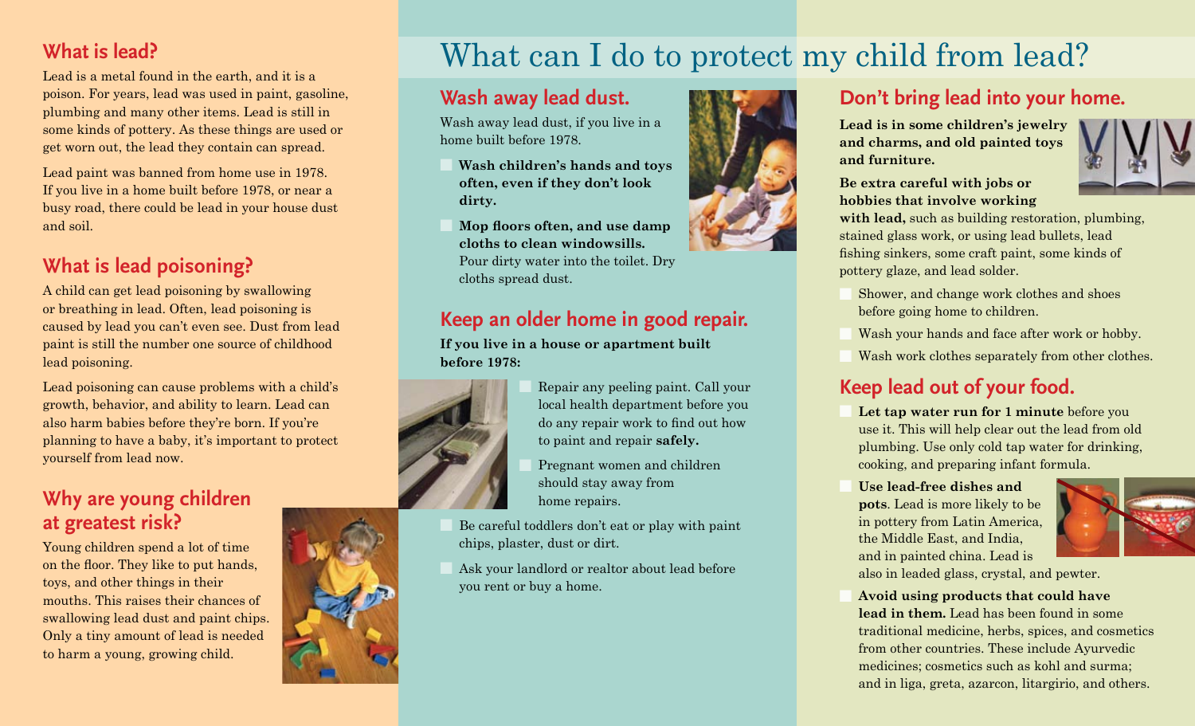## What is lead?

Lead is a metal found in the earth, and it is a poison. For years, lead was used in paint, gasoline, plumbing and many other items. Lead is still in some kinds of pottery. As these things are used or get worn out, the lead they contain can spread.

Lead paint was banned from home use in 1978. If you live in a home built before 1978, or near a busy road, there could be lead in your house dust and soil.

## What is lead poisoning?

A child can get lead poisoning by swallowing or breathing in lead. Often, lead poisoning is caused by lead you can't even see. Dust from lead paint is still the number one source of childhood lead poisoning.

Lead poisoning can cause problems with a child's growth, behavior, and ability to learn. Lead can also harm babies before they're born. If you're planning to have a baby, it's important to protect yourself from lead now.

## Why are young children at greatest risk?

Young children spend a lot of time on the floor. They like to put hands, toys, and other things in their mouths. This raises their chances of swallowing lead dust and paint chips. Only a tiny amount of lead is needed to harm a young, growing child.

# What can I do to protect my child from lead?

## Wash away lead dust.

Wash away lead dust, if you live in a home built before 1978.

- **Wash children's hands and toys often, even if they don't look dirty.**
- **Mop floors often, and use damp cloths to clean windowsills.** Pour dirty water into the toilet. Dry cloths spread dust.

## Keep an older home in good repair.

**If you live in a house or apartment built before 1978:**

- Repair any peeling paint. Call your local health department before you do any repair work to find out how to paint and repair **safely.**
- Pregnant women and children should stay away from home repairs.
- Be careful toddlers don't eat or play with paint chips, plaster, dust or dirt.
- Ask your landlord or realtor about lead before you rent or buy a home.

## Don't bring lead into your home.

**Lead is in some children's jewelry and charms, and old painted toys and furniture.**

**Be extra careful with jobs or hobbies that involve working with lead,** such as building restoration, plumbing, stained glass work, or using lead bullets, lead fishing sinkers, some craft paint, some kinds of pottery glaze, and lead solder.

- Shower, and change work clothes and shoes before going home to children.
- Wash your hands and face after work or hobby.
- Wash work clothes separately from other clothes.

## Keep lead out of your food.

- **Let tap water run for 1 minute** before you use it. This will help clear out the lead from old plumbing. Use only cold tap water for drinking, cooking, and preparing infant formula.
- **Use lead-free dishes and pots**. Lead is more likely to be in pottery from Latin America, the Middle East, and India, and in painted china. Lead is also in leaded glass, crystal, and pewter.
- **Avoid using products that could have lead in them.** Lead has been found in some traditional medicine, herbs, spices, and cosmetics from other countries. These include Ayurvedic medicines; cosmetics such as kohl and surma; and in liga, greta, azarcon, litargirio, and others.